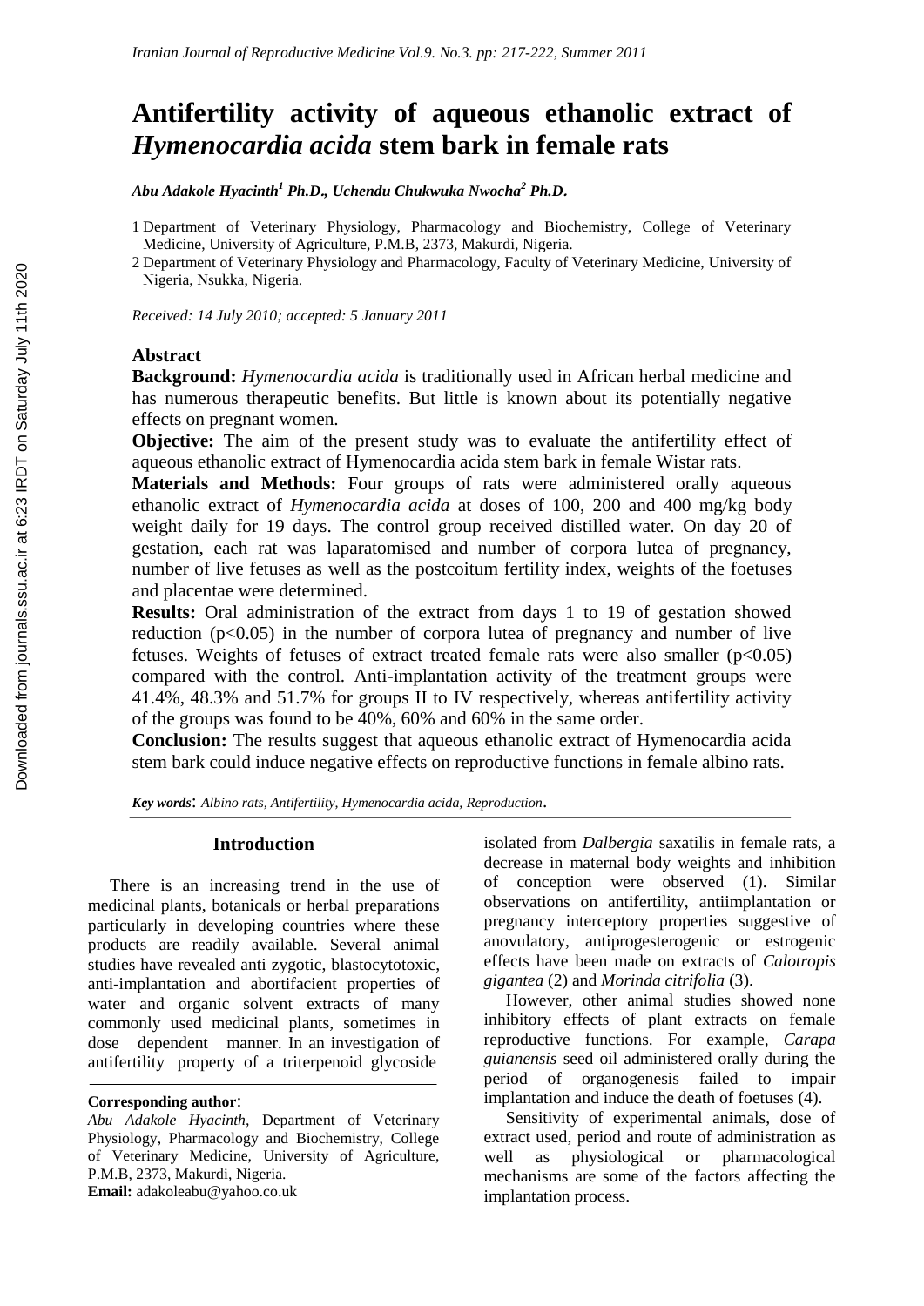# Antifertility activity of aqueous ethanolic extract of *Hymenocardia acida* stem bark in female rats

***Abu Adakole Hyacinth[1] Ph.D., Uchendu Chukwuka Nwocha[2] Ph.D.***

1 Department of Veterinary Physiology, Pharmacology and Biochemistry, College of Veterinary Medicine, University of Agriculture, P.M.B, 2373, Makurdi, Nigeria.

2 Department of Veterinary Physiology and Pharmacology, Faculty of Veterinary Medicine, University of Nigeria, Nsukka, Nigeria.

*Received: 14 July 2010; accepted: 5 January 2011*

## Abstract

**Background:** *Hymenocardia acida* is traditionally used in African herbal medicine and has numerous therapeutic benefits. But little is known about its potentially negative effects on pregnant women.

**Objective:** The aim of the present study was to evaluate the antifertility effect of aqueous ethanolic extract of Hymenocardia acida stem bark in female Wistar rats.

**Materials and Methods:** Four groups of rats were administered orally aqueous ethanolic extract of *Hymenocardia acida* at doses of 100, 200 and 400 mg/kg body weight daily for 19 days. The control group received distilled water. On day 20 of gestation, each rat was laparatomised and number of corpora lutea of pregnancy, number of live fetuses as well as the postcoitum fertility index, weights of the foetuses and placentae were determined.

**Results:** Oral administration of the extract from days 1 to 19 of gestation showed reduction ($p<0.05$) in the number of corpora lutea of pregnancy and number of live fetuses. Weights of fetuses of extract treated female rats were also smaller ($p<0.05$) compared with the control. Anti-implantation activity of the treatment groups were 41.4%, 48.3% and 51.7% for groups II to IV respectively, whereas antifertility activity of the groups was found to be 40%, 60% and 60% in the same order.

**Conclusion:** The results suggest that aqueous ethanolic extract of Hymenocardia acida stem bark could induce negative effects on reproductive functions in female albino rats.

***Key words***: *Albino rats, Antifertility, Hymenocardia acida, Reproduction*.

## Introduction

There is an increasing trend in the use of medicinal plants, botanicals or herbal preparations particularly in developing countries where these products are readily available. Several animal studies have revealed anti zygotic, blastocytotoxic, anti-implantation and abortifacient properties of water and organic solvent extracts of many commonly used medicinal plants, sometimes in dose dependent manner. In an investigation of antifertility property of a triterpenoid glycoside isolated from *Dalbergia* saxatilis in female rats, a decrease in maternal body weights and inhibition of conception were observed (1). Similar observations on antifertility, antiimplantation or pregnancy interceptory properties suggestive of anovulatory, antiprogesterogenic or estrogenic effects have been made on extracts of *Calotropis gigantea* (2) and *Morinda citrifolia* (3).

However, other animal studies showed none inhibitory effects of plant extracts on female reproductive functions. For example, *Carapa guianensis* seed oil administered orally during the period of organogenesis failed to impair implantation and induce the death of foetuses (4).

Sensitivity of experimental animals, dose of extract used, period and route of administration as well as physiological or pharmacological mechanisms are some of the factors affecting the implantation process.

**Corresponding author**:

*Abu Adakole Hyacinth,* Department of Veterinary Physiology, Pharmacology and Biochemistry, College of Veterinary Medicine, University of Agriculture, P.M.B, 2373, Makurdi, Nigeria.

**Email:** adakoleabu@yahoo.co.uk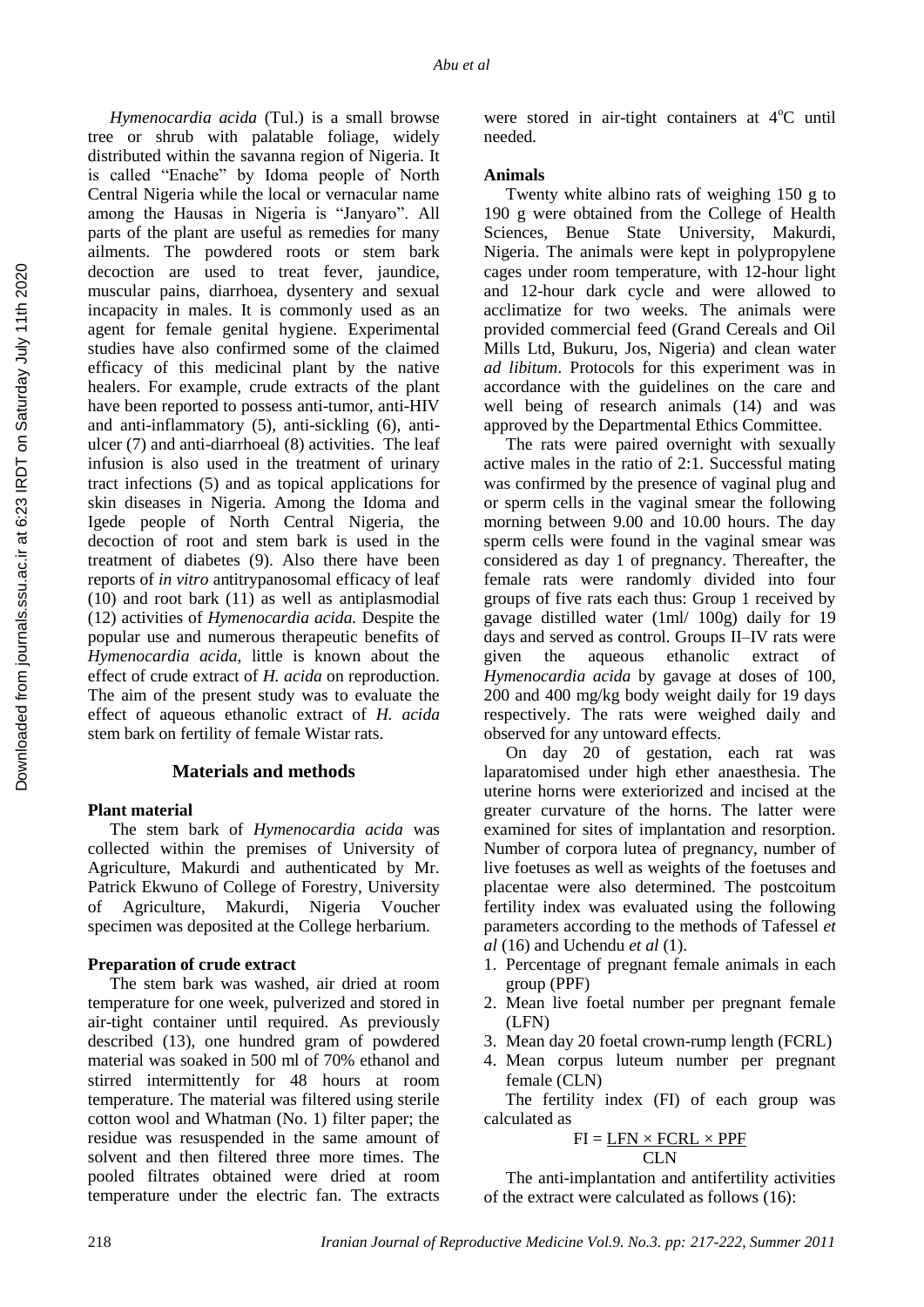*Hymenocardia acida* (Tul.) is a small browse tree or shrub with palatable foliage, widely distributed within the savanna region of Nigeria. It is called "Enache" by Idoma people of North Central Nigeria while the local or vernacular name among the Hausas in Nigeria is "Janyaro". All parts of the plant are useful as remedies for many ailments. The powdered roots or stem bark decoction are used to treat fever, jaundice, muscular pains, diarrhoea, dysentery and sexual incapacity in males. It is commonly used as an agent for female genital hygiene. Experimental studies have also confirmed some of the claimed efficacy of this medicinal plant by the native healers. For example, crude extracts of the plant have been reported to possess anti-tumor, anti-HIV and anti-inflammatory (5), anti-sickling (6), anti-ulcer (7) and anti-diarrhoeal (8) activities. The leaf infusion is also used in the treatment of urinary tract infections (5) and as topical applications for skin diseases in Nigeria. Among the Idoma and Igede people of North Central Nigeria, the decoction of root and stem bark is used in the treatment of diabetes (9). Also there have been reports of *in vitro* antitrypanosomal efficacy of leaf (10) and root bark (11) as well as antiplasmodial (12) activities of *Hymenocardia acida.* Despite the popular use and numerous therapeutic benefits of *Hymenocardia acida*, little is known about the effect of crude extract of *H. acida* on reproduction. The aim of the present study was to evaluate the effect of aqueous ethanolic extract of *H. acida* stem bark on fertility of female Wistar rats.

## Materials and methods

### Plant material

The stem bark of *Hymenocardia acida* was collected within the premises of University of Agriculture, Makurdi and authenticated by Mr. Patrick Ekwuno of College of Forestry, University of Agriculture, Makurdi, Nigeria Voucher specimen was deposited at the College herbarium.

### Preparation of crude extract

The stem bark was washed, air dried at room temperature for one week, pulverized and stored in air-tight container until required. As previously described (13), one hundred gram of powdered material was soaked in 500 ml of 70% ethanol and stirred intermittently for 48 hours at room temperature. The material was filtered using sterile cotton wool and Whatman (No. 1) filter paper; the residue was resuspended in the same amount of solvent and then filtered three more times. The pooled filtrates obtained were dried at room temperature under the electric fan. The extracts were stored in air-tight containers at 4°C until needed.

### Animals

Twenty white albino rats of weighing 150 g to 190 g were obtained from the College of Health Sciences, Benue State University, Makurdi, Nigeria. The animals were kept in polypropylene cages under room temperature, with 12-hour light and 12-hour dark cycle and were allowed to acclimatize for two weeks. The animals were provided commercial feed (Grand Cereals and Oil Mills Ltd, Bukuru, Jos, Nigeria) and clean water *ad libitum*. Protocols for this experiment was in accordance with the guidelines on the care and well being of research animals (14) and was approved by the Departmental Ethics Committee.

The rats were paired overnight with sexually active males in the ratio of 2:1. Successful mating was confirmed by the presence of vaginal plug and or sperm cells in the vaginal smear the following morning between 9.00 and 10.00 hours. The day sperm cells were found in the vaginal smear was considered as day 1 of pregnancy. Thereafter, the female rats were randomly divided into four groups of five rats each thus: Group 1 received by gavage distilled water (1ml/ 100g) daily for 19 days and served as control. Groups II–IV rats were given the aqueous ethanolic extract of *Hymenocardia acida* by gavage at doses of 100, 200 and 400 mg/kg body weight daily for 19 days respectively. The rats were weighed daily and observed for any untoward effects.

On day 20 of gestation, each rat was laparatomised under high ether anaesthesia. The uterine horns were exteriorized and incised at the greater curvature of the horns. The latter were examined for sites of implantation and resorption. Number of corpora lutea of pregnancy, number of live foetuses as well as weights of the foetuses and placentae were also determined. The postcoitum fertility index was evaluated using the following parameters according to the methods of Tafessel *et al* (16) and Uchendu *et al* (1).

1. Percentage of pregnant female animals in each group (PPF)
2. Mean live foetal number per pregnant female (LFN)
3. Mean day 20 foetal crown-rump length (FCRL)
4. Mean corpus luteum number per pregnant female (CLN)

The fertility index (FI) of each group was calculated as

$$FI = \frac{LFN \times FCRL \times PPF}{CLN}$$

The anti-implantation and antifertility activities of the extract were calculated as follows (16):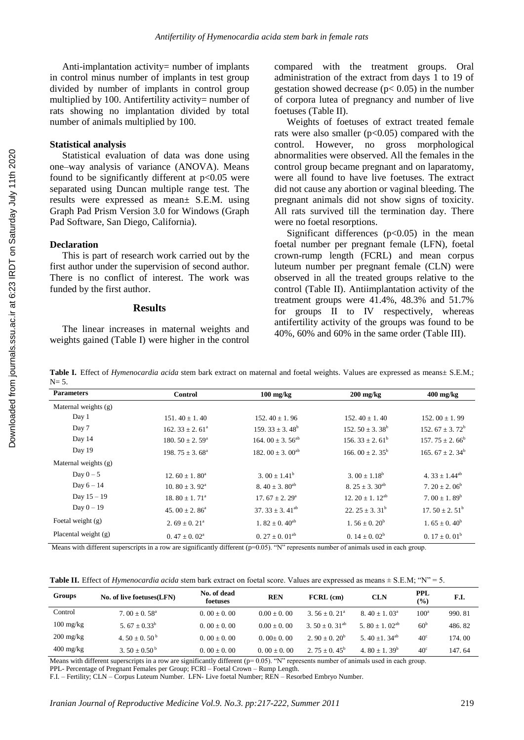Anti-implantation activity= number of implants in control minus number of implants in test group divided by number of implants in control group multiplied by 100. Antifertility activity= number of rats showing no implantation divided by total number of animals multiplied by 100.

### Statistical analysis

Statistical evaluation of data was done using one–way analysis of variance (ANOVA). Means found to be significantly different at $p<0.05$ were separated using Duncan multiple range test. The results were expressed as mean± S.E.M. using Graph Pad Prism Version 3.0 for Windows (Graph Pad Software, San Diego, California).

### Declaration

This is part of research work carried out by the first author under the supervision of second author. There is no conflict of interest. The work was funded by the first author.

## Results

The linear increases in maternal weights and weights gained (Table I) were higher in the control compared with the treatment groups. Oral administration of the extract from days 1 to 19 of gestation showed decrease ($p< 0.05$) in the number of corpora lutea of pregnancy and number of live foetuses (Table II).

Weights of foetuses of extract treated female rats were also smaller ($p<0.05$) compared with the control. However, no gross morphological abnormalities were observed. All the females in the control group became pregnant and on laparatomy, were all found to have live foetuses. The extract did not cause any abortion or vaginal bleeding. The pregnant animals did not show signs of toxicity. All rats survived till the termination day. There were no foetal resorptions.

Significant differences ($p<0.05$) in the mean foetal number per pregnant female (LFN), foetal crown-rump length (FCRL) and mean corpus luteum number per pregnant female (CLN) were observed in all the treated groups relative to the control (Table II). Antiimplantation activity of the treatment groups were 41.4%, 48.3% and 51.7% for groups II to IV respectively, whereas antifertility activity of the groups was found to be 40%, 60% and 60% in the same order (Table III).

**Table I.** Effect of *Hymenocardia acida* stem bark extract on maternal and foetal weights. Values are expressed as means± S.E.M.; N= 5.

| Parameters | Control | 100 mg/kg | 200 mg/kg | 400 mg/kg |
|---|---|---|---|---|
| Maternal weights (g) | | | | |
| Day 1 | 151. 40 ± 1. 40 | 152. 40 ± 1. 96 | 152. 40 ± 1. 40 | 152. 00 ± 1. 99 |
| Day 7 | 162. 33 ± 2. 61[a] | 159. 33 ± 3. 48[b] | 152. 50 ± 3. 38[b] | 152. 67 ± 3. 72[b] |
| Day 14 | 180. 50 ± 2. 59[a] | 164. 00 ± 3. 56[ab] | 156. 33 ± 2. 61[b] | 157. 75 ± 2. 66[b] |
| Day 19 | 198. 75 ± 3. 68[a] | 182. 00 ± 3. 00[ab] | 166. 00 ± 2. 35[b] | 165. 67 ± 2. 34[b] |
| Maternal weights (g) | | | | |
| Day 0 – 5 | 12. 60 ± 1. 80[a] | 3. 00 ± 1.41[b] | 3. 00 ± 1.18[b] | 4. 33 ± 1.44[ab] |
| Day 6 – 14 | 10. 80 ± 3. 92[a] | 8. 40 ± 3. 80[ab] | 8. 25 ± 3. 30[ab] | 7. 20 ± 2. 06[b] |
| Day 15 – 19 | 18. 80 ± 1. 71[a] | 17. 67 ± 2. 29[a] | 12. 20 ± 1. 12[ab] | 7. 00 ± 1. 89[b] |
| Day 0 – 19 | 45. 00 ± 2. 86[a] | 37. 33 ± 3. 41[ab] | 22. 25 ± 3. 31[b] | 17. 50 ± 2. 51[b] |
| Foetal weight (g) | 2. 69 ± 0. 21[a] | 1. 82 ± 0. 40[ab] | 1. 56 ± 0. 20[b] | 1. 65 ± 0. 40[b] |
| Placental weight (g) | 0. 47 ± 0. 02[a] | 0. 27 ± 0. 01[ab] | 0. 14 ± 0. 02[b] | 0. 17 ± 0. 01[b] |

Means with different superscripts in a row are significantly different (p=0.05). "N" represents number of animals used in each group.

**Table II.** Effect of *Hymenocardia acida* stem bark extract on foetal score. Values are expressed as means ± S.E.M; "N" = 5.

| Groups | No. of live foetuses(LFN) | No. of dead foetuses | REN | FCRL (cm) | CLN | PPL (%) | F.I. |
|---|---|---|---|---|---|---|---|
| Control | 7. 00 ± 0. 58[a] | 0. 00 ± 0. 00 | 0.00 ± 0. 00 | 3. 56 ± 0. 21[a] | 8. 40 ± 1. 03[a] | 100[a] | 990. 81 |
| 100 mg/kg | 5. 67 ± 0.33[b] | 0. 00 ± 0. 00 | 0.00 ± 0. 00 | 3. 50 ± 0. 31[ab] | 5. 80 ± 1. 02[ab] | 60[b] | 486. 82 |
| 200 mg/kg | 4. 50 ± 0. 50[b] | 0. 00 ± 0. 00 | 0. 00± 0. 00 | 2. 90 ± 0. 20[b] | 5. 40 ±1. 34[ab] | 40[c] | 174. 00 |
| 400 mg/kg | 3. 50 ± 0.50[b] | 0. 00 ± 0. 00 | 0. 00 ± 0. 00 | 2. 75 ± 0. 45[b] | 4. 80 ± 1. 39[b] | 40[c] | 147. 64 |

Means with different superscripts in a row are significantly different (p= 0.05). "N" represents number of animals used in each group.
PPL- Percentage of Pregnant Females per Group; FCRl – Foetal Crown – Rump Length.
F.I. – Fertility; CLN – Corpus Luteum Number. LFN- Live foetal Number; REN – Resorbed Embryo Number.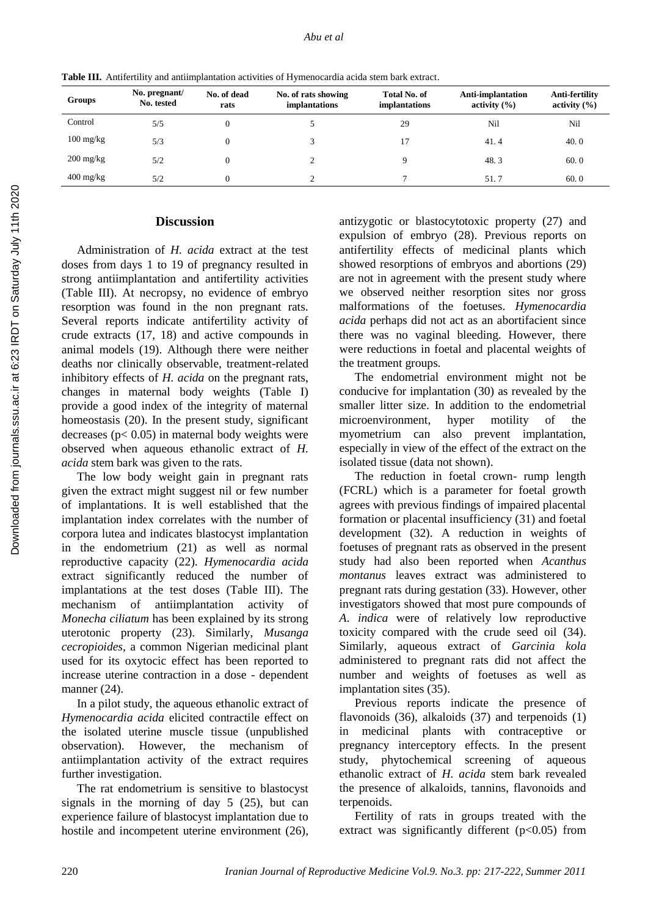**Table III.** Antifertility and antiimplantation activities of Hymenocardia acida stem bark extract.

| Groups | No. pregnant/ No. tested | No. of dead rats | No. of rats showing implantations | Total No. of implantations | Anti-implantation activity (%) | Anti-fertility activity (%) |
|---|---|---|---|---|---|---|
| Control | 5/5 | 0 | 5 | 29 | Nil | Nil |
| 100 mg/kg | 5/3 | 0 | 3 | 17 | 41. 4 | 40. 0 |
| 200 mg/kg | 5/2 | 0 | 2 | 9 | 48. 3 | 60. 0 |
| 400 mg/kg | 5/2 | 0 | 2 | 7 | 51. 7 | 60. 0 |

## Discussion

Administration of *H. acida* extract at the test doses from days 1 to 19 of pregnancy resulted in strong antiimplantation and antifertility activities (Table III). At necropsy, no evidence of embryo resorption was found in the non pregnant rats. Several reports indicate antifertility activity of crude extracts (17, 18) and active compounds in animal models (19). Although there were neither deaths nor clinically observable, treatment-related inhibitory effects of *H. acida* on the pregnant rats, changes in maternal body weights (Table I) provide a good index of the integrity of maternal homeostasis (20). In the present study, significant decreases ($p< 0.05$) in maternal body weights were observed when aqueous ethanolic extract of *H. acida* stem bark was given to the rats.

The low body weight gain in pregnant rats given the extract might suggest nil or few number of implantations. It is well established that the implantation index correlates with the number of corpora lutea and indicates blastocyst implantation in the endometrium (21) as well as normal reproductive capacity (22). *Hymenocardia acida* extract significantly reduced the number of implantations at the test doses (Table III). The mechanism of antiimplantation activity of *Monecha ciliatum* has been explained by its strong uterotonic property (23). Similarly, *Musanga cecropioides*, a common Nigerian medicinal plant used for its oxytocic effect has been reported to increase uterine contraction in a dose - dependent manner (24).

In a pilot study, the aqueous ethanolic extract of *Hymenocardia acida* elicited contractile effect on the isolated uterine muscle tissue (unpublished observation). However, the mechanism of antiimplantation activity of the extract requires further investigation.

The rat endometrium is sensitive to blastocyst signals in the morning of day 5 (25), but can experience failure of blastocyst implantation due to hostile and incompetent uterine environment (26), antizygotic or blastocytotoxic property (27) and expulsion of embryo (28). Previous reports on antifertility effects of medicinal plants which showed resorptions of embryos and abortions (29) are not in agreement with the present study where we observed neither resorption sites nor gross malformations of the foetuses. *Hymenocardia acida* perhaps did not act as an abortifacient since there was no vaginal bleeding. However, there were reductions in foetal and placental weights of the treatment groups.

The endometrial environment might not be conducive for implantation (30) as revealed by the smaller litter size. In addition to the endometrial microenvironment, hyper motility of the myometrium can also prevent implantation, especially in view of the effect of the extract on the isolated tissue (data not shown).

The reduction in foetal crown- rump length (FCRL) which is a parameter for foetal growth agrees with previous findings of impaired placental formation or placental insufficiency (31) and foetal development (32). A reduction in weights of foetuses of pregnant rats as observed in the present study had also been reported when *Acanthus montanus* leaves extract was administered to pregnant rats during gestation (33). However, other investigators showed that most pure compounds of *A. indica* were of relatively low reproductive toxicity compared with the crude seed oil (34). Similarly, aqueous extract of *Garcinia kola* administered to pregnant rats did not affect the number and weights of foetuses as well as implantation sites (35).

Previous reports indicate the presence of flavonoids (36), alkaloids (37) and terpenoids (1) in medicinal plants with contraceptive or pregnancy interceptory effects. In the present study, phytochemical screening of aqueous ethanolic extract of *H. acida* stem bark revealed the presence of alkaloids, tannins, flavonoids and terpenoids.

Fertility of rats in groups treated with the extract was significantly different ($p<0.05$) from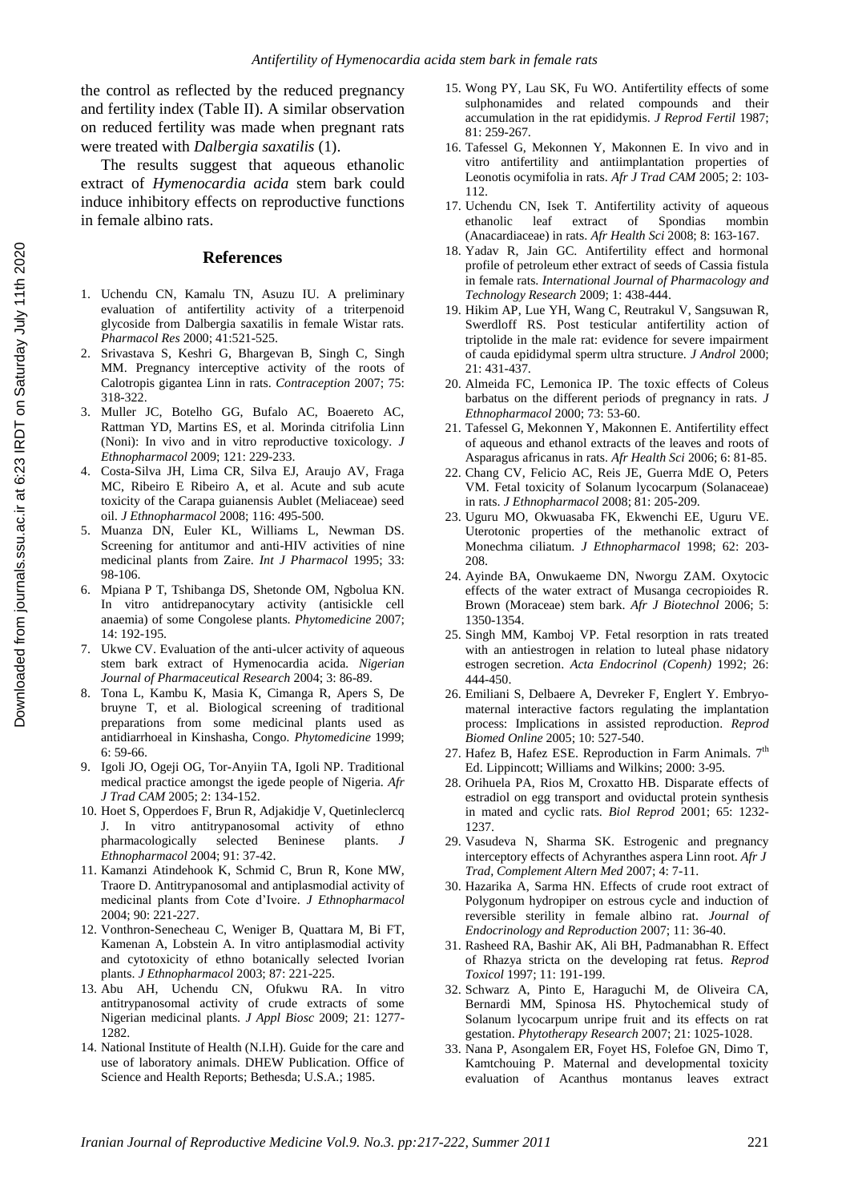the control as reflected by the reduced pregnancy and fertility index (Table II). A similar observation on reduced fertility was made when pregnant rats were treated with *Dalbergia saxatilis* (1).

The results suggest that aqueous ethanolic extract of *Hymenocardia acida* stem bark could induce inhibitory effects on reproductive functions in female albino rats.

## References

1. Uchendu CN, Kamalu TN, Asuzu IU. A preliminary evaluation of antifertility activity of a triterpenoid glycoside from Dalbergia saxatilis in female Wistar rats. *Pharmacol Res* 2000; 41:521-525.
2. Srivastava S, Keshri G, Bhargevan B, Singh C, Singh MM. Pregnancy interceptive activity of the roots of Calotropis gigantea Linn in rats. *Contraception* 2007; 75: 318-322.
3. Muller JC, Botelho GG, Bufalo AC, Boaereto AC, Rattman YD, Martins ES, et al. Morinda citrifolia Linn (Noni): In vivo and in vitro reproductive toxicology. *J Ethnopharmacol* 2009; 121: 229-233.
4. Costa-Silva JH, Lima CR, Silva EJ, Araujo AV, Fraga MC, Ribeiro E Ribeiro A, et al. Acute and sub acute toxicity of the Carapa guianensis Aublet (Meliaceae) seed oil. *J Ethnopharmacol* 2008; 116: 495-500.
5. Muanza DN, Euler KL, Williams L, Newman DS. Screening for antitumor and anti-HIV activities of nine medicinal plants from Zaire. *Int J Pharmacol* 1995; 33: 98-106.
6. Mpiana P T, Tshibanga DS, Shetonde OM, Ngbolua KN. In vitro antidrepanocytary activity (antisickle cell anaemia) of some Congolese plants. *Phytomedicine* 2007; 14: 192-195.
7. Ukwe CV. Evaluation of the anti-ulcer activity of aqueous stem bark extract of Hymenocardia acida. *Nigerian Journal of Pharmaceutical Research* 2004; 3: 86-89.
8. Tona L, Kambu K, Masia K, Cimanga R, Apers S, De bruyne T, et al. Biological screening of traditional preparations from some medicinal plants used as antidiarrhoeal in Kinshasha, Congo. *Phytomedicine* 1999; 6: 59-66.
9. Igoli JO, Ogeji OG, Tor-Anyiin TA, Igoli NP. Traditional medical practice amongst the igede people of Nigeria. *Afr J Trad CAM* 2005; 2: 134-152.
10. Hoet S, Opperdoes F, Brun R, Adjakidje V, Quetinleclercq J. In vitro antitrypanosomal activity of ethno pharmacologically selected Beninese plants. *J Ethnopharmacol* 2004; 91: 37-42.
11. Kamanzi Atindehook K, Schmid C, Brun R, Kone MW, Traore D. Antitrypanosomal and antiplasmodial activity of medicinal plants from Cote d'Ivoire. *J Ethnopharmacol* 2004; 90: 221-227.
12. Vonthron-Senecheau C, Weniger B, Quattara M, Bi FT, Kamenan A, Lobstein A. In vitro antiplasmodial activity and cytotoxicity of ethno botanically selected Ivorian plants. *J Ethnopharmacol* 2003; 87: 221-225.
13. Abu AH, Uchendu CN, Ofukwu RA. In vitro antitrypanosomal activity of crude extracts of some Nigerian medicinal plants. *J Appl Biosc* 2009; 21: 1277-1282.
14. National Institute of Health (N.I.H). Guide for the care and use of laboratory animals. DHEW Publication. Office of Science and Health Reports; Bethesda; U.S.A.; 1985.
15. Wong PY, Lau SK, Fu WO. Antifertility effects of some sulphonamides and related compounds and their accumulation in the rat epididymis. *J Reprod Fertil* 1987; 81: 259-267.
16. Tafessel G, Mekonnen Y, Makonnen E. In vivo and in vitro antifertility and antiimplantation properties of Leonotis ocymifolia in rats. *Afr J Trad CAM* 2005; 2: 103-112.
17. Uchendu CN, Isek T. Antifertility activity of aqueous ethanolic leaf extract of Spondias mombin (Anacardiaceae) in rats. *Afr Health Sci* 2008; 8: 163-167.
18. Yadav R, Jain GC. Antifertility effect and hormonal profile of petroleum ether extract of seeds of Cassia fistula in female rats. *International Journal of Pharmacology and Technology Research* 2009; 1: 438-444.
19. Hikim AP, Lue YH, Wang C, Reutrakul V, Sangsuwan R, Swerdloff RS. Post testicular antifertility action of triptolide in the male rat: evidence for severe impairment of cauda epididymal sperm ultra structure. *J Androl* 2000; 21: 431-437.
20. Almeida FC, Lemonica IP. The toxic effects of Coleus barbatus on the different periods of pregnancy in rats. *J Ethnopharmacol* 2000; 73: 53-60.
21. Tafessel G, Mekonnen Y, Makonnen E. Antifertility effect of aqueous and ethanol extracts of the leaves and roots of Asparagus africanus in rats. *Afr Health Sci* 2006; 6: 81-85.
22. Chang CV, Felicio AC, Reis JE, Guerra MdE O, Peters VM. Fetal toxicity of Solanum lycocarpum (Solanaceae) in rats. *J Ethnopharmacol* 2008; 81: 205-209.
23. Uguru MO, Okwuasaba FK, Ekwenchi EE, Uguru VE. Uterotonic properties of the methanolic extract of Monechma ciliatum. *J Ethnopharmacol* 1998; 62: 203-208.
24. Ayinde BA, Onwukaeme DN, Nworgu ZAM. Oxytocic effects of the water extract of Musanga cecropioides R. Brown (Moraceae) stem bark. *Afr J Biotechnol* 2006; 5: 1350-1354.
25. Singh MM, Kamboj VP. Fetal resorption in rats treated with an antiestrogen in relation to luteal phase nidatory estrogen secretion. *Acta Endocrinol (Copenh)* 1992; 26: 444-450.
26. Emiliani S, Delbaere A, Devreker F, Englert Y. Embryo-maternal interactive factors regulating the implantation process: Implications in assisted reproduction. *Reprod Biomed Online* 2005; 10: 527-540.
27. Hafez B, Hafez ESE. Reproduction in Farm Animals. 7th Ed. Lippincott; Williams and Wilkins; 2000: 3-95.
28. Orihuela PA, Rios M, Croxatto HB. Disparate effects of estradiol on egg transport and oviductal protein synthesis in mated and cyclic rats. *Biol Reprod* 2001; 65: 1232-1237.
29. Vasudeva N, Sharma SK. Estrogenic and pregnancy interceptory effects of Achyranthes aspera Linn root. *Afr J Trad, Complement Altern Med* 2007; 4: 7-11.
30. Hazarika A, Sarma HN. Effects of crude root extract of Polygonum hydropiper on estrous cycle and induction of reversible sterility in female albino rat. *Journal of Endocrinology and Reproduction* 2007; 11: 36-40.
31. Rasheed RA, Bashir AK, Ali BH, Padmanabhan R. Effect of Rhazya stricta on the developing rat fetus. *Reprod Toxicol* 1997; 11: 191-199.
32. Schwarz A, Pinto E, Haraguchi M, de Oliveira CA, Bernardi MM, Spinosa HS. Phytochemical study of Solanum lycocarpum unripe fruit and its effects on rat gestation. *Phytotherapy Research* 2007; 21: 1025-1028.
33. Nana P, Asongalem ER, Foyet HS, Folefoe GN, Dimo T, Kamtchouing P. Maternal and developmental toxicity evaluation of Acanthus montanus leaves extract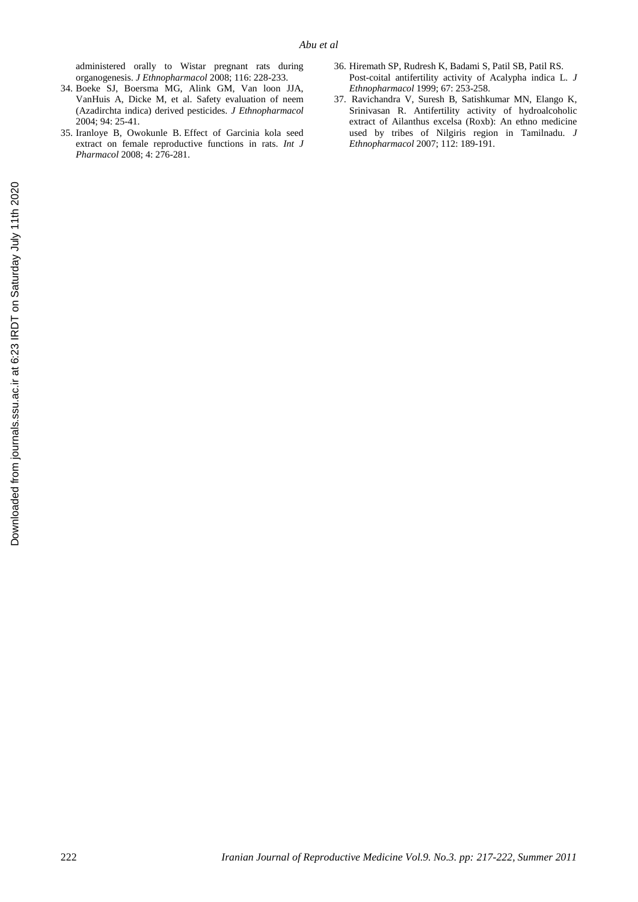administered orally to Wistar pregnant rats during organogenesis. *J Ethnopharmacol* 2008; 116: 228-233.

34. Boeke SJ, Boersma MG, Alink GM, Van loon JJA, VanHuis A, Dicke M, et al. Safety evaluation of neem (Azadirchta indica) derived pesticides. *J Ethnopharmacol* 2004; 94: 25-41.
35. Iranloye B, Owokunle B. Effect of Garcinia kola seed extract on female reproductive functions in rats. *Int J Pharmacol* 2008; 4: 276-281.
36. Hiremath SP, Rudresh K, Badami S, Patil SB, Patil RS. Post-coital antifertility activity of Acalypha indica L. *J Ethnopharmacol* 1999; 67: 253-258.
37. Ravichandra V, Suresh B, Satishkumar MN, Elango K, Srinivasan R. Antifertility activity of hydroalcoholic extract of Ailanthus excelsa (Roxb): An ethno medicine used by tribes of Nilgiris region in Tamilnadu. *J Ethnopharmacol* 2007; 112: 189-191.